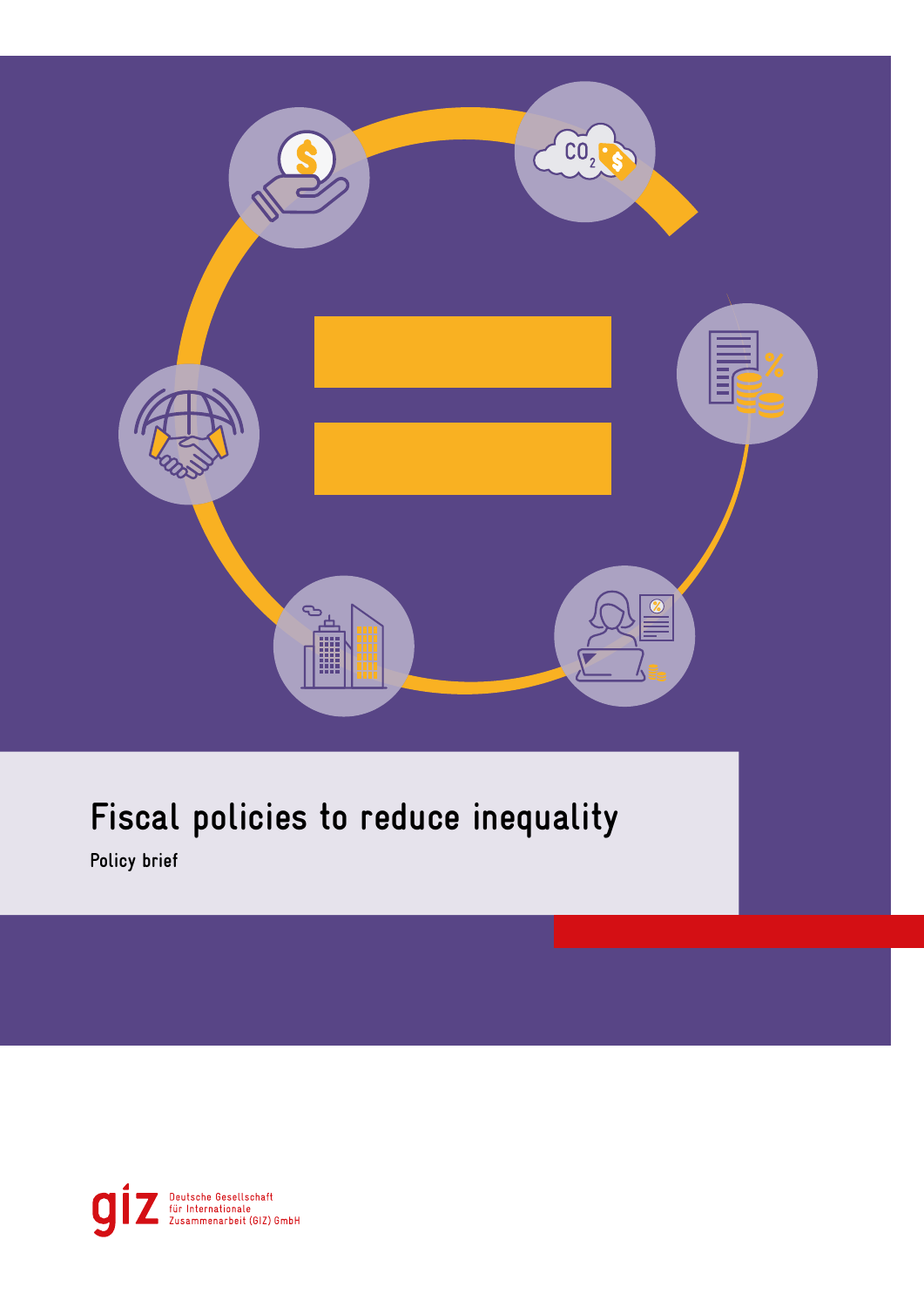# Fiscal policies to reduce inequality

Policy brief

Deutsche Gesellschaft für Internationale Zusammenarbeit (GIZ) GmbH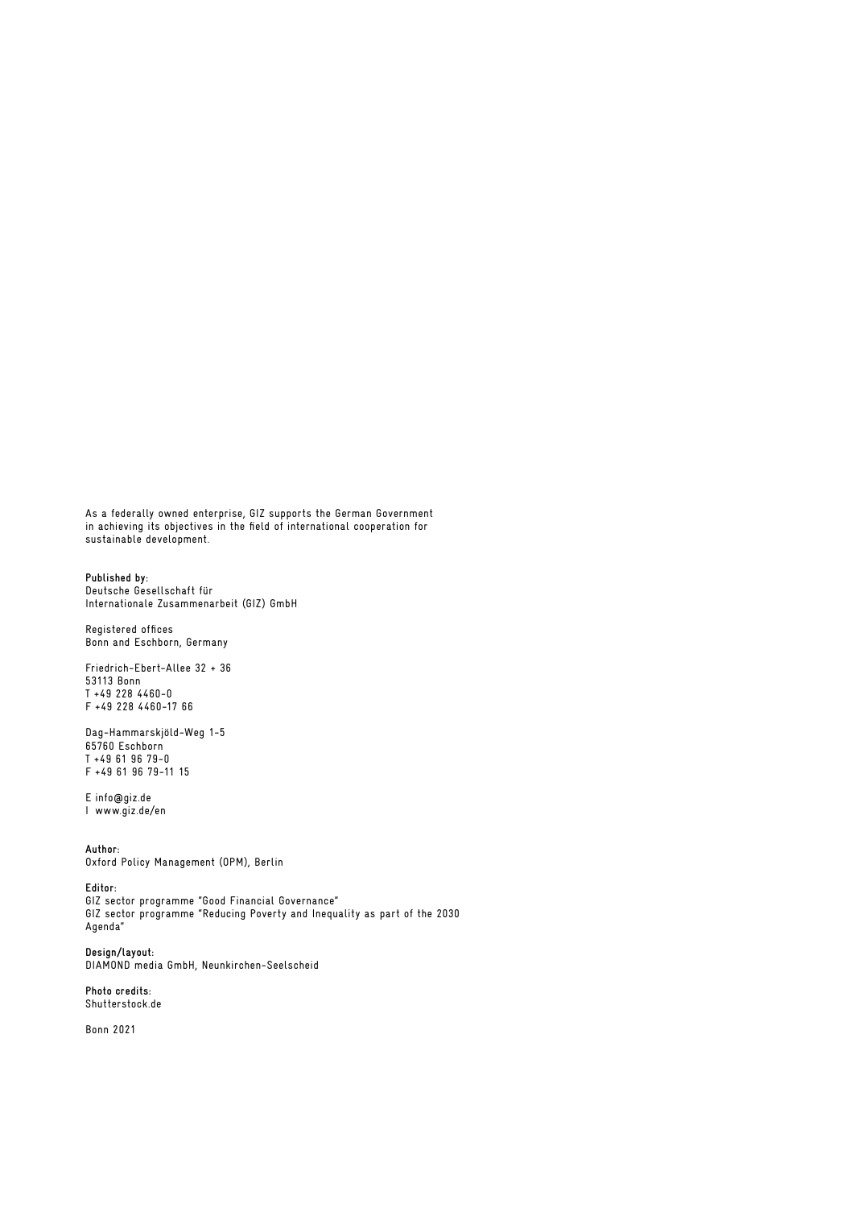As a federally owned enterprise, GIZ supports the German Government in achieving its objectives in the field of international cooperation for sustainable development.

**Published by:**
Deutsche Gesellschaft für
Internationale Zusammenarbeit (GIZ) GmbH

Registered offices
Bonn and Eschborn, Germany

Friedrich-Ebert-Allee 32 + 36
53113 Bonn
T +49 228 4460-0
F +49 228 4460-17 66

Dag-Hammarskjöld-Weg 1-5
65760 Eschborn
T +49 61 96 79-0
F +49 61 96 79-11 15

E info@giz.de
I www.giz.de/en

**Author:**
Oxford Policy Management (OPM), Berlin

**Editor:**
GIZ sector programme "Good Financial Governance"
GIZ sector programme "Reducing Poverty and Inequality as part of the 2030 Agenda"

**Design/layout:**
DIAMOND media GmbH, Neunkirchen-Seelscheid

**Photo credits:**
Shutterstock.de

Bonn 2021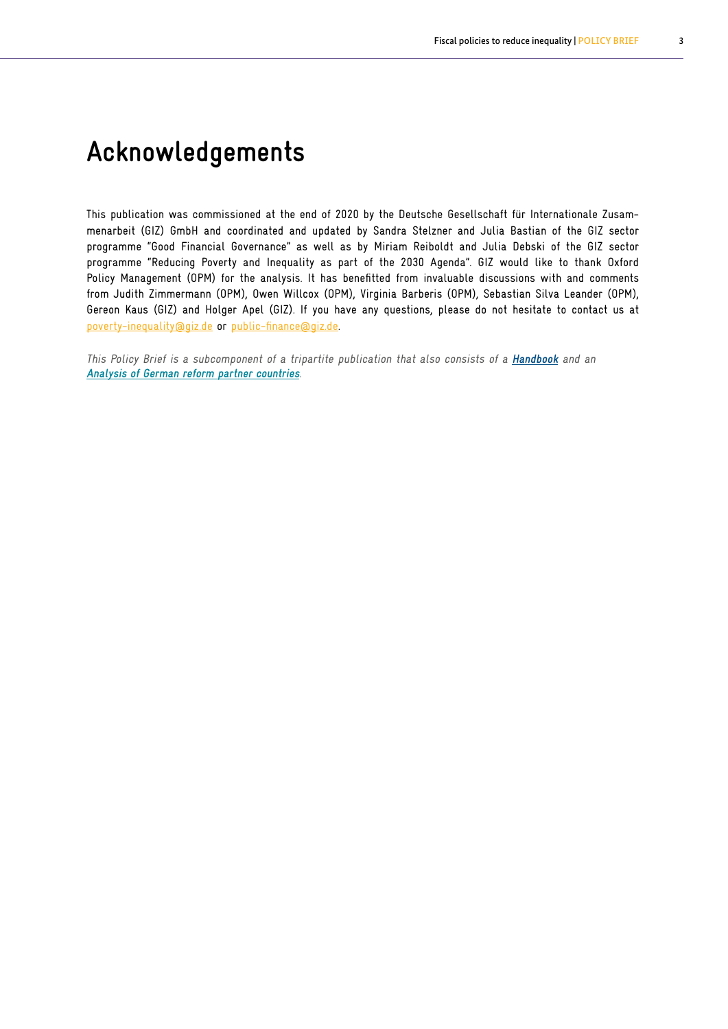# Acknowledgements

This publication was commissioned at the end of 2020 by the Deutsche Gesellschaft für Internationale Zusammenarbeit (GIZ) GmbH and coordinated and updated by Sandra Stelzner and Julia Bastian of the GIZ sector programme "Good Financial Governance" as well as by Miriam Reiboldt and Julia Debski of the GIZ sector programme "Reducing Poverty and Inequality as part of the 2030 Agenda". GIZ would like to thank Oxford Policy Management (OPM) for the analysis. It has benefitted from invaluable discussions with and comments from Judith Zimmermann (OPM), Owen Willcox (OPM), Virginia Barberis (OPM), Sebastian Silva Leander (OPM), Gereon Kaus (GIZ) and Holger Apel (GIZ). If you have any questions, please do not hesitate to contact us at poverty-inequality@giz.de or public-finance@giz.de.

*This Policy Brief is a subcomponent of a tripartite publication that also consists of a **Handbook** and an **Analysis of German reform partner countries**.*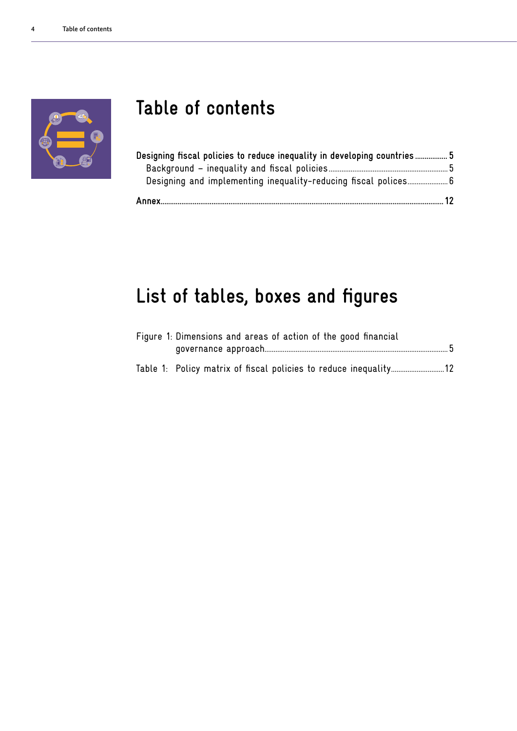# Table of contents

**Designing fiscal policies to reduce inequality in developing countries** ..... 5
  Background – inequality and fiscal policies ..... 5
  Designing and implementing inequality-reducing fiscal polices ..... 6

**Annex** ..... 12

# List of tables, boxes and figures

Figure 1: Dimensions and areas of action of the good financial governance approach ..... 5

Table 1: Policy matrix of fiscal policies to reduce inequality ..... 12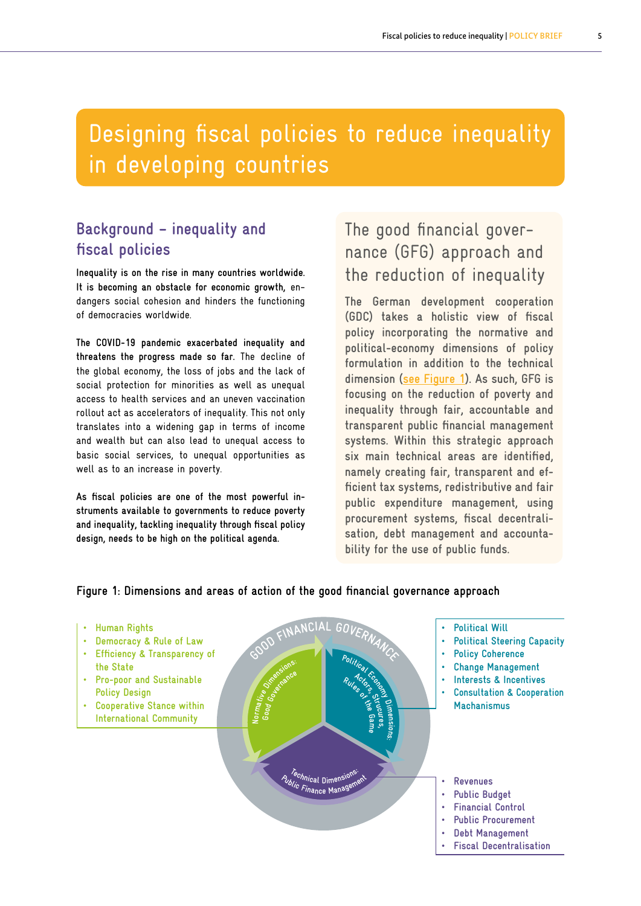# Designing fiscal policies to reduce inequality in developing countries

## Background – inequality and fiscal policies

**Inequality is on the rise in many countries worldwide. It is becoming an obstacle for economic growth,** endangers social cohesion and hinders the functioning of democracies worldwide.

**The COVID-19 pandemic exacerbated inequality and threatens the progress made so far.** The decline of the global economy, the loss of jobs and the lack of social protection for minorities as well as unequal access to health services and an uneven vaccination rollout act as accelerators of inequality. This not only translates into a widening gap in terms of income and wealth but can also lead to unequal access to basic social services, to unequal opportunities as well as to an increase in poverty.

**As fiscal policies are one of the most powerful instruments available to governments to reduce poverty and inequality, tackling inequality through fiscal policy design, needs to be high on the political agenda.**

## The good financial governance (GFG) approach and the reduction of inequality

The German development cooperation (GDC) takes a holistic view of fiscal policy incorporating the normative and political-economy dimensions of policy formulation in addition to the technical dimension (see Figure 1). As such, GFG is focusing on the reduction of poverty and inequality through fair, accountable and transparent public financial management systems. Within this strategic approach six main technical areas are identified, namely creating fair, transparent and efficient tax systems, redistributive and fair public expenditure management, using procurement systems, fiscal decentralisation, debt management and accountability for the use of public funds.

**Figure 1: Dimensions and areas of action of the good financial governance approach**

GOOD FINANCIAL GOVERNANCE

**Normative Dimensions: Good Governance**

- Human Rights
- Democracy & Rule of Law
- Efficiency & Transparency of the State
- Pro-poor and Sustainable Policy Design
- Cooperative Stance within International Community

**Political Economy Dimensions: Actors, Structures, Rules of the Game**

- Political Will
- Political Steering Capacity
- Policy Coherence
- Change Management
- Interests & Incentives
- Consultation & Cooperation Machanismus

**Technical Dimensions: Public Finance Management**

- Revenues
- Public Budget
- Financial Control
- Public Procurement
- Debt Management
- Fiscal Decentralisation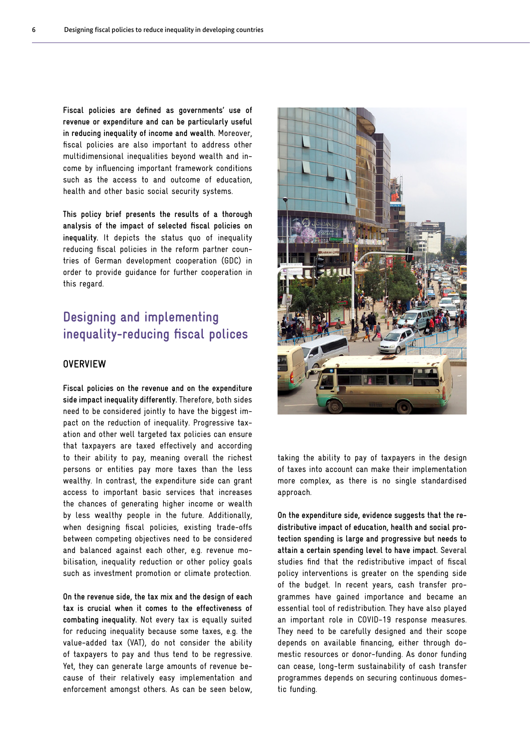**Fiscal policies are defined as governments' use of revenue or expenditure and can be particularly useful in reducing inequality of income and wealth.** Moreover, fiscal policies are also important to address other multidimensional inequalities beyond wealth and income by influencing important framework conditions such as the access to and outcome of education, health and other basic social security systems.

**This policy brief presents the results of a thorough analysis of the impact of selected fiscal policies on inequality.** It depicts the status quo of inequality reducing fiscal policies in the reform partner countries of German development cooperation (GDC) in order to provide guidance for further cooperation in this regard.

## Designing and implementing inequality-reducing fiscal polices

### OVERVIEW

**Fiscal policies on the revenue and on the expenditure side impact inequality differently.** Therefore, both sides need to be considered jointly to have the biggest impact on the reduction of inequality. Progressive taxation and other well targeted tax policies can ensure that taxpayers are taxed effectively and according to their ability to pay, meaning overall the richest persons or entities pay more taxes than the less wealthy. In contrast, the expenditure side can grant access to important basic services that increases the chances of generating higher income or wealth by less wealthy people in the future. Additionally, when designing fiscal policies, existing trade-offs between competing objectives need to be considered and balanced against each other, e.g. revenue mobilisation, inequality reduction or other policy goals such as investment promotion or climate protection.

**On the revenue side, the tax mix and the design of each tax is crucial when it comes to the effectiveness of combating inequality.** Not every tax is equally suited for reducing inequality because some taxes, e.g. the value-added tax (VAT), do not consider the ability of taxpayers to pay and thus tend to be regressive. Yet, they can generate large amounts of revenue because of their relatively easy implementation and enforcement amongst others. As can be seen below, taking the ability to pay of taxpayers in the design of taxes into account can make their implementation more complex, as there is no single standardised approach.

**On the expenditure side, evidence suggests that the redistributive impact of education, health and social protection spending is large and progressive but needs to attain a certain spending level to have impact.** Several studies find that the redistributive impact of fiscal policy interventions is greater on the spending side of the budget. In recent years, cash transfer programmes have gained importance and became an essential tool of redistribution. They have also played an important role in COVID-19 response measures. They need to be carefully designed and their scope depends on available financing, either through domestic resources or donor-funding. As donor funding can cease, long-term sustainability of cash transfer programmes depends on securing continuous domestic funding.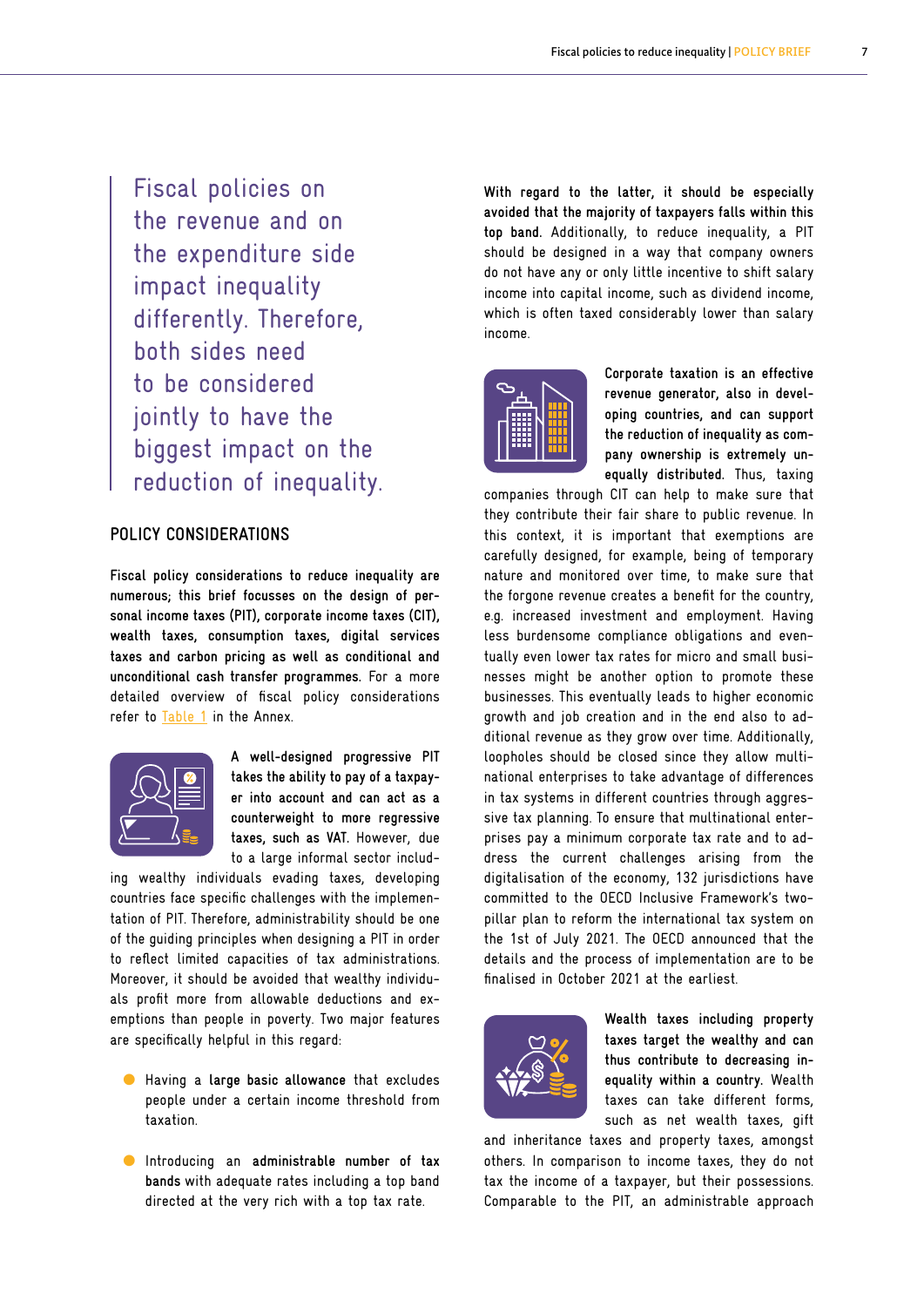> Fiscal policies on the revenue and on the expenditure side impact inequality differently. Therefore, both sides need to be considered jointly to have the biggest impact on the reduction of inequality.

## POLICY CONSIDERATIONS

**Fiscal policy considerations to reduce inequality are numerous; this brief focusses on the design of personal income taxes (PIT), corporate income taxes (CIT), wealth taxes, consumption taxes, digital services taxes and carbon pricing as well as conditional and unconditional cash transfer programmes.** For a more detailed overview of fiscal policy considerations refer to Table 1 in the Annex.

**A well-designed progressive PIT takes the ability to pay of a taxpayer into account and can act as a counterweight to more regressive taxes, such as VAT.** However, due to a large informal sector including wealthy individuals evading taxes, developing countries face specific challenges with the implementation of PIT. Therefore, administrability should be one of the guiding principles when designing a PIT in order to reflect limited capacities of tax administrations. Moreover, it should be avoided that wealthy individuals profit more from allowable deductions and exemptions than people in poverty. Two major features are specifically helpful in this regard:

- Having a **large basic allowance** that excludes people under a certain income threshold from taxation.
- Introducing an **administrable number of tax bands** with adequate rates including a top band directed at the very rich with a top tax rate.

**With regard to the latter, it should be especially avoided that the majority of taxpayers falls within this top band.** Additionally, to reduce inequality, a PIT should be designed in a way that company owners do not have any or only little incentive to shift salary income into capital income, such as dividend income, which is often taxed considerably lower than salary income.

**Corporate taxation is an effective revenue generator, also in developing countries, and can support the reduction of inequality as company ownership is extremely unequally distributed.** Thus, taxing companies through CIT can help to make sure that they contribute their fair share to public revenue. In this context, it is important that exemptions are carefully designed, for example, being of temporary nature and monitored over time, to make sure that the forgone revenue creates a benefit for the country, e.g. increased investment and employment. Having less burdensome compliance obligations and eventually even lower tax rates for micro and small businesses might be another option to promote these businesses. This eventually leads to higher economic growth and job creation and in the end also to additional revenue as they grow over time. Additionally, loopholes should be closed since they allow multinational enterprises to take advantage of differences in tax systems in different countries through aggressive tax planning. To ensure that multinational enterprises pay a minimum corporate tax rate and to address the current challenges arising from the digitalisation of the economy, 132 jurisdictions have committed to the OECD Inclusive Framework's two-pillar plan to reform the international tax system on the 1st of July 2021. The OECD announced that the details and the process of implementation are to be finalised in October 2021 at the earliest.

**Wealth taxes including property taxes target the wealthy and can thus contribute to decreasing inequality within a country.** Wealth taxes can take different forms, such as net wealth taxes, gift and inheritance taxes and property taxes, amongst others. In comparison to income taxes, they do not tax the income of a taxpayer, but their possessions. Comparable to the PIT, an administrable approach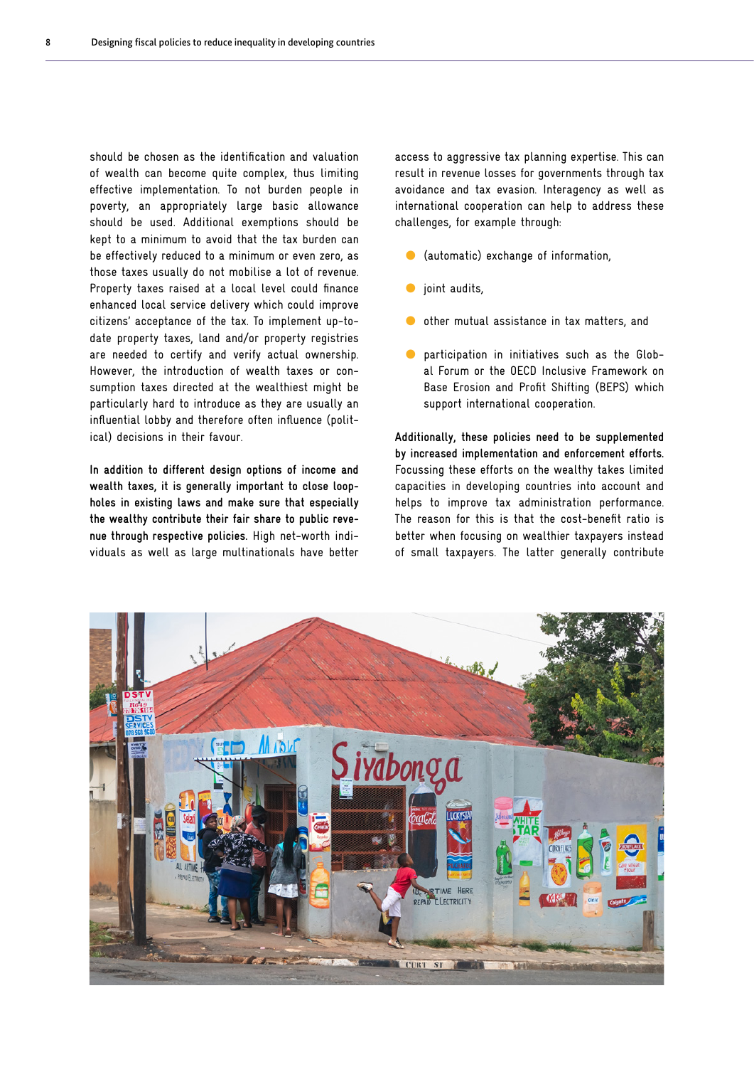should be chosen as the identification and valuation of wealth can become quite complex, thus limiting effective implementation. To not burden people in poverty, an appropriately large basic allowance should be used. Additional exemptions should be kept to a minimum to avoid that the tax burden can be effectively reduced to a minimum or even zero, as those taxes usually do not mobilise a lot of revenue. Property taxes raised at a local level could finance enhanced local service delivery which could improve citizens' acceptance of the tax. To implement up-to-date property taxes, land and/or property registries are needed to certify and verify actual ownership. However, the introduction of wealth taxes or consumption taxes directed at the wealthiest might be particularly hard to introduce as they are usually an influential lobby and therefore often influence (political) decisions in their favour.

**In addition to different design options of income and wealth taxes, it is generally important to close loopholes in existing laws and make sure that especially the wealthy contribute their fair share to public revenue through respective policies.** High net-worth individuals as well as large multinationals have better access to aggressive tax planning expertise. This can result in revenue losses for governments through tax avoidance and tax evasion. Interagency as well as international cooperation can help to address these challenges, for example through:

- (automatic) exchange of information,
- joint audits,
- other mutual assistance in tax matters, and
- participation in initiatives such as the Global Forum or the OECD Inclusive Framework on Base Erosion and Profit Shifting (BEPS) which support international cooperation.

**Additionally, these policies need to be supplemented by increased implementation and enforcement efforts.** Focussing these efforts on the wealthy takes limited capacities in developing countries into account and helps to improve tax administration performance. The reason for this is that the cost-benefit ratio is better when focusing on wealthier taxpayers instead of small taxpayers. The latter generally contribute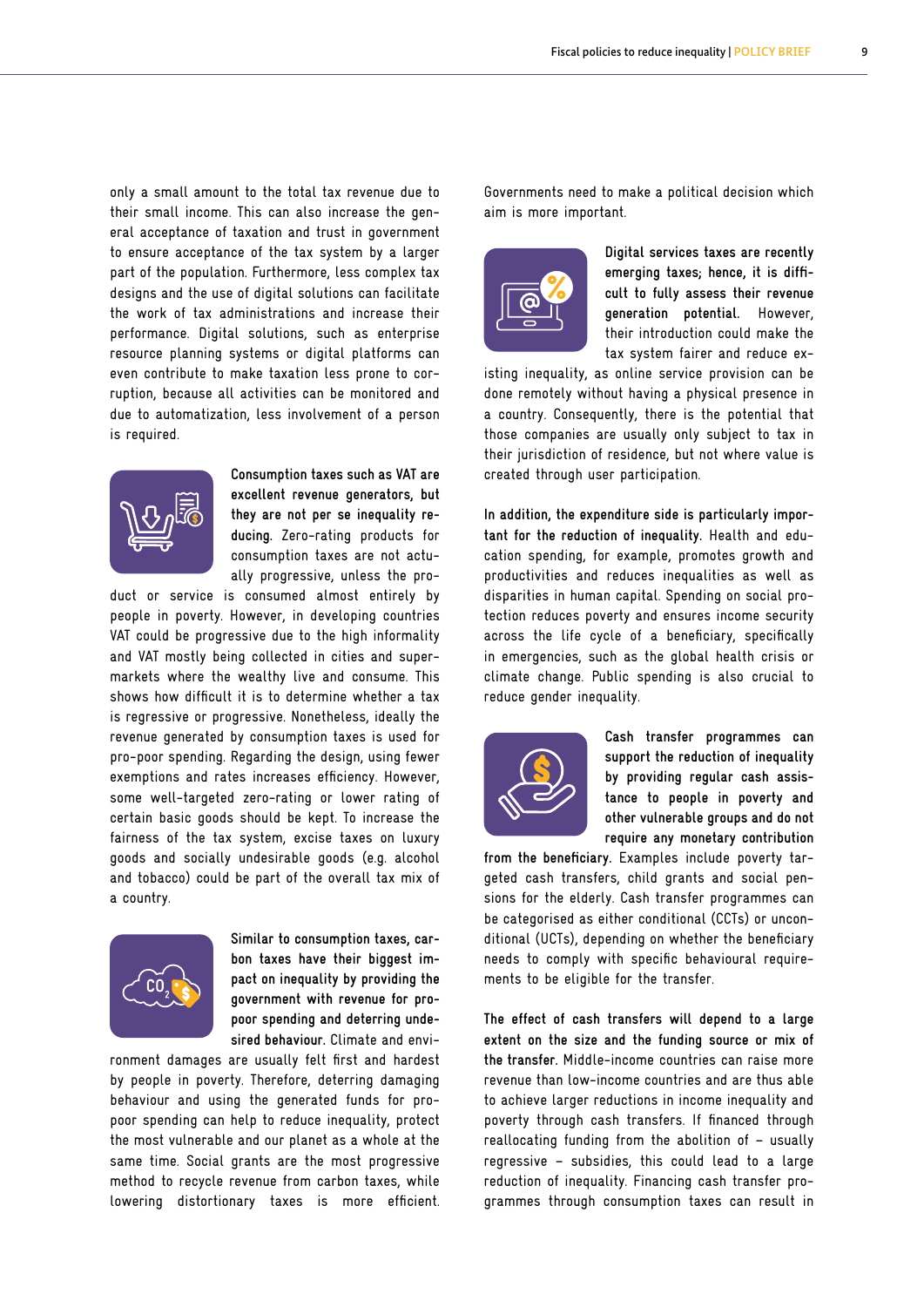only a small amount to the total tax revenue due to their small income. This can also increase the general acceptance of taxation and trust in government to ensure acceptance of the tax system by a larger part of the population. Furthermore, less complex tax designs and the use of digital solutions can facilitate the work of tax administrations and increase their performance. Digital solutions, such as enterprise resource planning systems or digital platforms can even contribute to make taxation less prone to corruption, because all activities can be monitored and due to automatization, less involvement of a person is required.

**Consumption taxes such as VAT are excellent revenue generators, but they are not per se inequality reducing.** Zero-rating products for consumption taxes are not actually progressive, unless the product or service is consumed almost entirely by people in poverty. However, in developing countries VAT could be progressive due to the high informality and VAT mostly being collected in cities and supermarkets where the wealthy live and consume. This shows how difficult it is to determine whether a tax is regressive or progressive. Nonetheless, ideally the revenue generated by consumption taxes is used for pro-poor spending. Regarding the design, using fewer exemptions and rates increases efficiency. However, some well-targeted zero-rating or lower rating of certain basic goods should be kept. To increase the fairness of the tax system, excise taxes on luxury goods and socially undesirable goods (e.g. alcohol and tobacco) could be part of the overall tax mix of a country.

**Similar to consumption taxes, carbon taxes have their biggest impact on inequality by providing the government with revenue for pro-poor spending and deterring undesired behaviour.** Climate and environment damages are usually felt first and hardest by people in poverty. Therefore, deterring damaging behaviour and using the generated funds for pro-poor spending can help to reduce inequality, protect the most vulnerable and our planet as a whole at the same time. Social grants are the most progressive method to recycle revenue from carbon taxes, while lowering distortionary taxes is more efficient. Governments need to make a political decision which aim is more important.

**Digital services taxes are recently emerging taxes; hence, it is difficult to fully assess their revenue generation potential.** However, their introduction could make the tax system fairer and reduce existing inequality, as online service provision can be done remotely without having a physical presence in a country. Consequently, there is the potential that those companies are usually only subject to tax in their jurisdiction of residence, but not where value is created through user participation.

**In addition, the expenditure side is particularly important for the reduction of inequality.** Health and education spending, for example, promotes growth and productivities and reduces inequalities as well as disparities in human capital. Spending on social protection reduces poverty and ensures income security across the life cycle of a beneficiary, specifically in emergencies, such as the global health crisis or climate change. Public spending is also crucial to reduce gender inequality.

**Cash transfer programmes can support the reduction of inequality by providing regular cash assistance to people in poverty and other vulnerable groups and do not require any monetary contribution from the beneficiary.** Examples include poverty targeted cash transfers, child grants and social pensions for the elderly. Cash transfer programmes can be categorised as either conditional (CCTs) or unconditional (UCTs), depending on whether the beneficiary needs to comply with specific behavioural requirements to be eligible for the transfer.

**The effect of cash transfers will depend to a large extent on the size and the funding source or mix of the transfer.** Middle-income countries can raise more revenue than low-income countries and are thus able to achieve larger reductions in income inequality and poverty through cash transfers. If financed through reallocating funding from the abolition of – usually regressive – subsidies, this could lead to a large reduction of inequality. Financing cash transfer programmes through consumption taxes can result in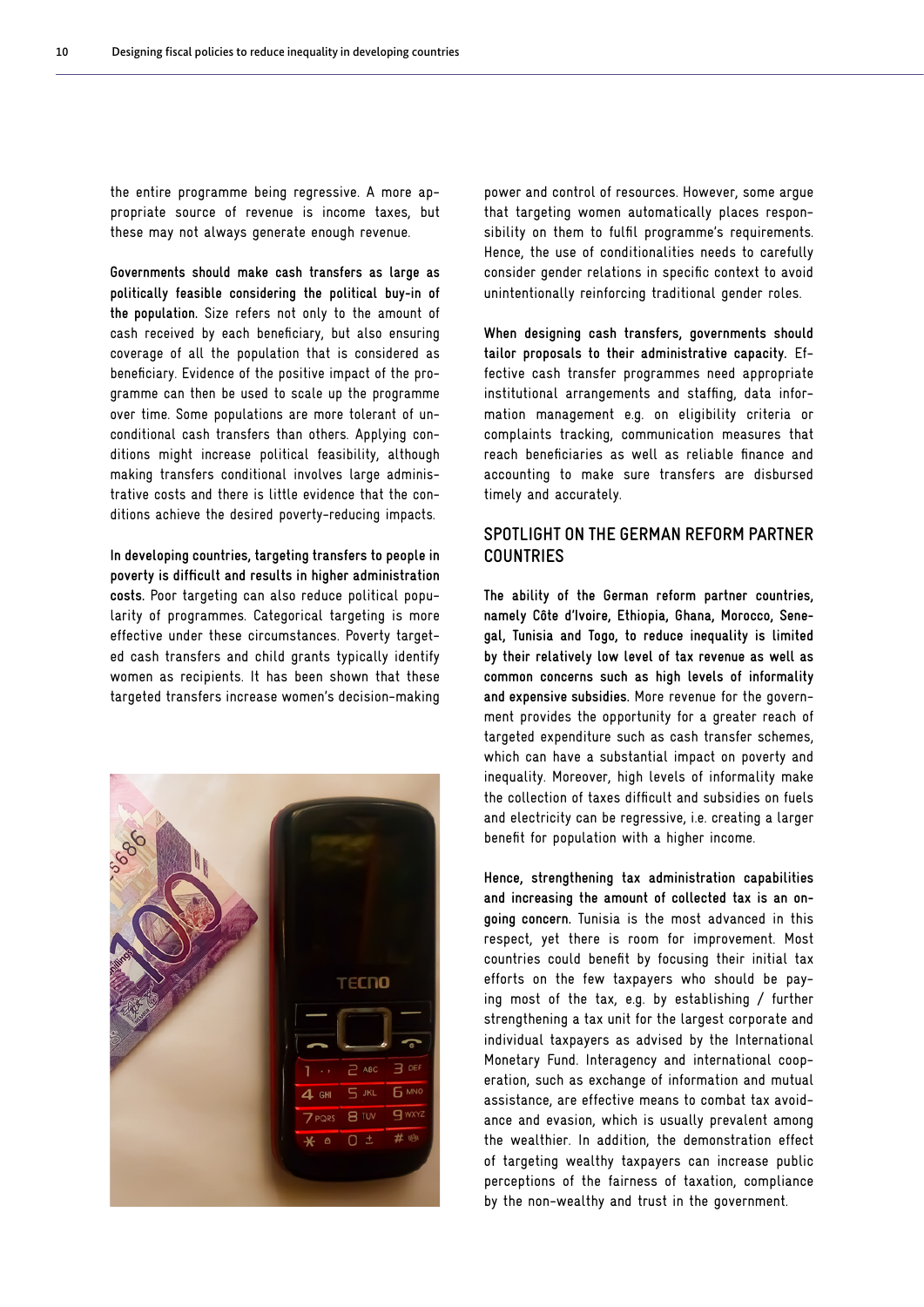the entire programme being regressive. A more appropriate source of revenue is income taxes, but these may not always generate enough revenue.

**Governments should make cash transfers as large as politically feasible considering the political buy-in of the population.** Size refers not only to the amount of cash received by each beneficiary, but also ensuring coverage of all the population that is considered as beneficiary. Evidence of the positive impact of the programme can then be used to scale up the programme over time. Some populations are more tolerant of unconditional cash transfers than others. Applying conditions might increase political feasibility, although making transfers conditional involves large administrative costs and there is little evidence that the conditions achieve the desired poverty-reducing impacts.

**In developing countries, targeting transfers to people in poverty is difficult and results in higher administration costs.** Poor targeting can also reduce political popularity of programmes. Categorical targeting is more effective under these circumstances. Poverty targeted cash transfers and child grants typically identify women as recipients. It has been shown that these targeted transfers increase women's decision-making power and control of resources. However, some argue that targeting women automatically places responsibility on them to fulfil programme's requirements. Hence, the use of conditionalities needs to carefully consider gender relations in specific context to avoid unintentionally reinforcing traditional gender roles.

**When designing cash transfers, governments should tailor proposals to their administrative capacity.** Effective cash transfer programmes need appropriate institutional arrangements and staffing, data information management e.g. on eligibility criteria or complaints tracking, communication measures that reach beneficiaries as well as reliable finance and accounting to make sure transfers are disbursed timely and accurately.

## SPOTLIGHT ON THE GERMAN REFORM PARTNER COUNTRIES

**The ability of the German reform partner countries, namely Côte d'Ivoire, Ethiopia, Ghana, Morocco, Senegal, Tunisia and Togo, to reduce inequality is limited by their relatively low level of tax revenue as well as common concerns such as high levels of informality and expensive subsidies.** More revenue for the government provides the opportunity for a greater reach of targeted expenditure such as cash transfer schemes, which can have a substantial impact on poverty and inequality. Moreover, high levels of informality make the collection of taxes difficult and subsidies on fuels and electricity can be regressive, i.e. creating a larger benefit for population with a higher income.

**Hence, strengthening tax administration capabilities and increasing the amount of collected tax is an ongoing concern.** Tunisia is the most advanced in this respect, yet there is room for improvement. Most countries could benefit by focusing their initial tax efforts on the few taxpayers who should be paying most of the tax, e.g. by establishing / further strengthening a tax unit for the largest corporate and individual taxpayers as advised by the International Monetary Fund. Interagency and international cooperation, such as exchange of information and mutual assistance, are effective means to combat tax avoidance and evasion, which is usually prevalent among the wealthier. In addition, the demonstration effect of targeting wealthy taxpayers can increase public perceptions of the fairness of taxation, compliance by the non-wealthy and trust in the government.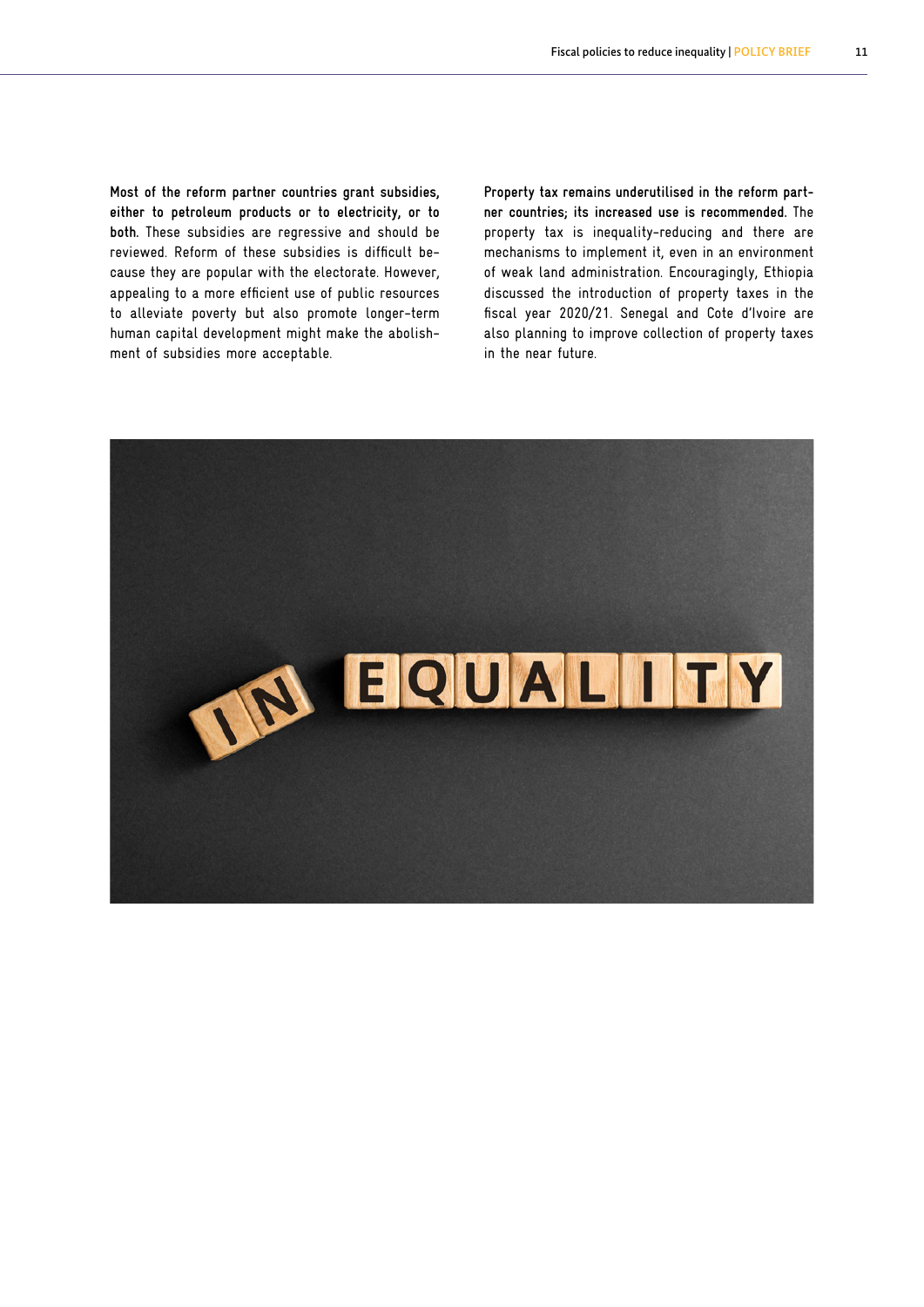**Most of the reform partner countries grant subsidies, either to petroleum products or to electricity, or to both.** These subsidies are regressive and should be reviewed. Reform of these subsidies is difficult because they are popular with the electorate. However, appealing to a more efficient use of public resources to alleviate poverty but also promote longer-term human capital development might make the abolishment of subsidies more acceptable.

**Property tax remains underutilised in the reform partner countries; its increased use is recommended.** The property tax is inequality-reducing and there are mechanisms to implement it, even in an environment of weak land administration. Encouragingly, Ethiopia discussed the introduction of property taxes in the fiscal year 2020/21. Senegal and Cote d'Ivoire are also planning to improve collection of property taxes in the near future.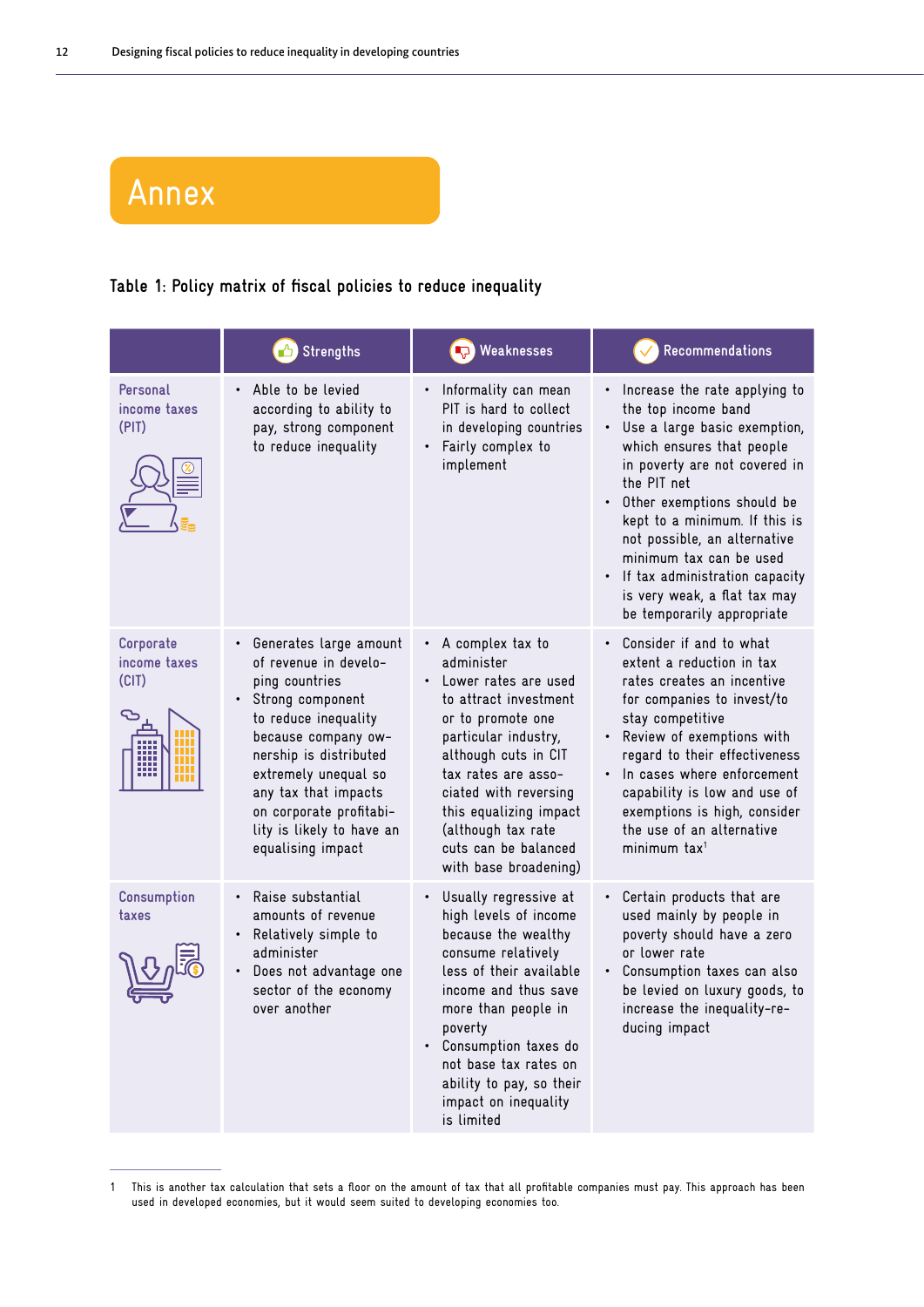# Annex

**Table 1: Policy matrix of fiscal policies to reduce inequality**

| | Strengths | Weaknesses | Recommendations |
|---|---|---|---|
| Personal income taxes (PIT) | • Able to be levied according to ability to pay, strong component to reduce inequality | • Informality can mean PIT is hard to collect in developing countries<br>• Fairly complex to implement | • Increase the rate applying to the top income band<br>• Use a large basic exemption, which ensures that people in poverty are not covered in the PIT net<br>• Other exemptions should be kept to a minimum. If this is not possible, an alternative minimum tax can be used<br>• If tax administration capacity is very weak, a flat tax may be temporarily appropriate |
| Corporate income taxes (CIT) | • Generates large amount of revenue in developing countries<br>• Strong component to reduce inequality because company ownership is distributed extremely unequal so any tax that impacts on corporate profitability is likely to have an equalising impact | • A complex tax to administer<br>• Lower rates are used to attract investment or to promote one particular industry, although cuts in CIT tax rates are associated with reversing this equalizing impact (although tax rate cuts can be balanced with base broadening) | • Consider if and to what extent a reduction in tax rates creates an incentive for companies to invest/to stay competitive<br>• Review of exemptions with regard to their effectiveness<br>• In cases where enforcement capability is low and use of exemptions is high, consider the use of an alternative minimum tax[1] |
| Consumption taxes | • Raise substantial amounts of revenue<br>• Relatively simple to administer<br>• Does not advantage one sector of the economy over another | • Usually regressive at high levels of income because the wealthy consume relatively less of their available income and thus save more than people in poverty<br>• Consumption taxes do not base tax rates on ability to pay, so their impact on inequality is limited | • Certain products that are used mainly by people in poverty should have a zero or lower rate<br>• Consumption taxes can also be levied on luxury goods, to increase the inequality-reducing impact |

1 This is another tax calculation that sets a floor on the amount of tax that all profitable companies must pay. This approach has been used in developed economies, but it would seem suited to developing economies too.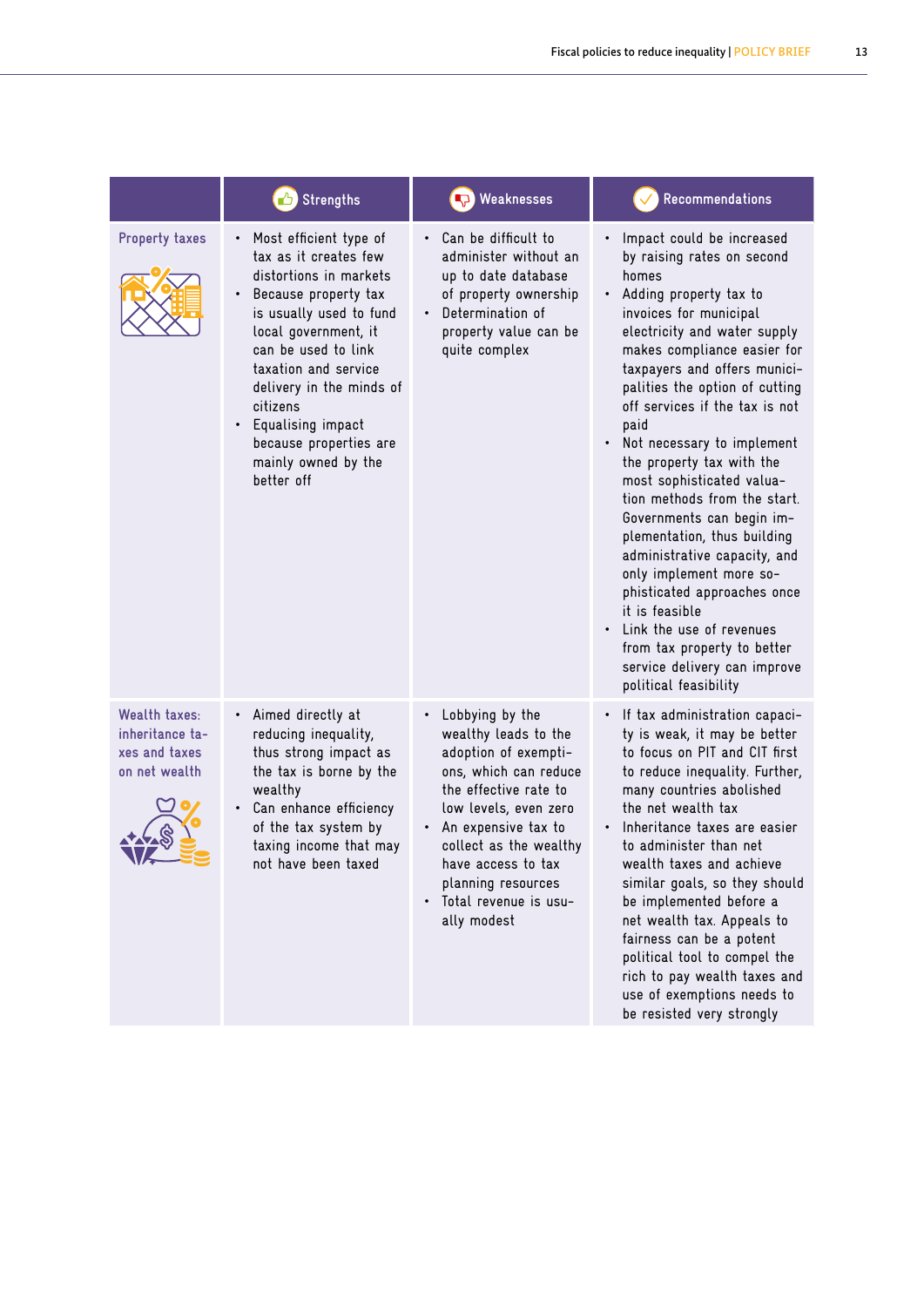| | Strengths | Weaknesses | Recommendations |
|---|---|---|---|
| Property taxes | • Most efficient type of tax as it creates few distortions in markets<br>• Because property tax is usually used to fund local government, it can be used to link taxation and service delivery in the minds of citizens<br>• Equalising impact because properties are mainly owned by the better off | • Can be difficult to administer without an up to date database of property ownership<br>• Determination of property value can be quite complex | • Impact could be increased by raising rates on second homes<br>• Adding property tax to invoices for municipal electricity and water supply makes compliance easier for taxpayers and offers municipalities the option of cutting off services if the tax is not paid<br>• Not necessary to implement the property tax with the most sophisticated valuation methods from the start. Governments can begin implementation, thus building administrative capacity, and only implement more sophisticated approaches once it is feasible<br>• Link the use of revenues from tax property to better service delivery can improve political feasibility |
| Wealth taxes: inheritance taxes and taxes on net wealth | • Aimed directly at reducing inequality, thus strong impact as the tax is borne by the wealthy<br>• Can enhance efficiency of the tax system by taxing income that may not have been taxed | • Lobbying by the wealthy leads to the adoption of exemptions, which can reduce the effective rate to low levels, even zero<br>• An expensive tax to collect as the wealthy have access to tax planning resources<br>• Total revenue is usually modest | • If tax administration capacity is weak, it may be better to focus on PIT and CIT first to reduce inequality. Further, many countries abolished the net wealth tax<br>• Inheritance taxes are easier to administer than net wealth taxes and achieve similar goals, so they should be implemented before a net wealth tax. Appeals to fairness can be a potent political tool to compel the rich to pay wealth taxes and use of exemptions needs to be resisted very strongly |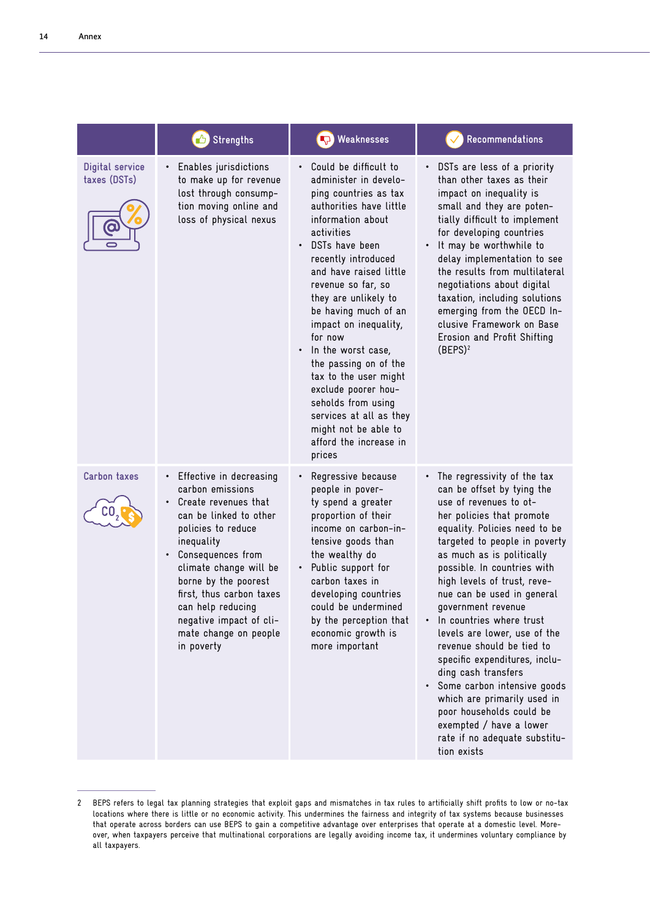| | Strengths | Weaknesses | Recommendations |
|---|---|---|---|
| Digital service taxes (DSTs) | • Enables jurisdictions to make up for revenue lost through consumption moving online and loss of physical nexus | • Could be difficult to administer in developing countries as tax authorities have little information about activities<br>• DSTs have been recently introduced and have raised little revenue so far, so they are unlikely to be having much of an impact on inequality, for now<br>• In the worst case, the passing on of the tax to the user might exclude poorer households from using services at all as they might not be able to afford the increase in prices | • DSTs are less of a priority than other taxes as their impact on inequality is small and they are potentially difficult to implement for developing countries<br>• It may be worthwhile to delay implementation to see the results from multilateral negotiations about digital taxation, including solutions emerging from the OECD Inclusive Framework on Base Erosion and Profit Shifting (BEPS)[2] |
| Carbon taxes | • Effective in decreasing carbon emissions<br>• Create revenues that can be linked to other policies to reduce inequality<br>• Consequences from climate change will be borne by the poorest first, thus carbon taxes can help reducing negative impact of climate change on people in poverty | • Regressive because people in poverty spend a greater proportion of their income on carbon-intensive goods than the wealthy do<br>• Public support for carbon taxes in developing countries could be undermined by the perception that economic growth is more important | • The regressivity of the tax can be offset by tying the use of revenues to other policies that promote equality. Policies need to be targeted to people in poverty as much as is politically possible. In countries with high levels of trust, revenue can be used in general government revenue<br>• In countries where trust levels are lower, use of the revenue should be tied to specific expenditures, including cash transfers<br>• Some carbon intensive goods which are primarily used in poor households could be exempted / have a lower rate if no adequate substitution exists |

2 BEPS refers to legal tax planning strategies that exploit gaps and mismatches in tax rules to artificially shift profits to low or no-tax locations where there is little or no economic activity. This undermines the fairness and integrity of tax systems because businesses that operate across borders can use BEPS to gain a competitive advantage over enterprises that operate at a domestic level. Moreover, when taxpayers perceive that multinational corporations are legally avoiding income tax, it undermines voluntary compliance by all taxpayers.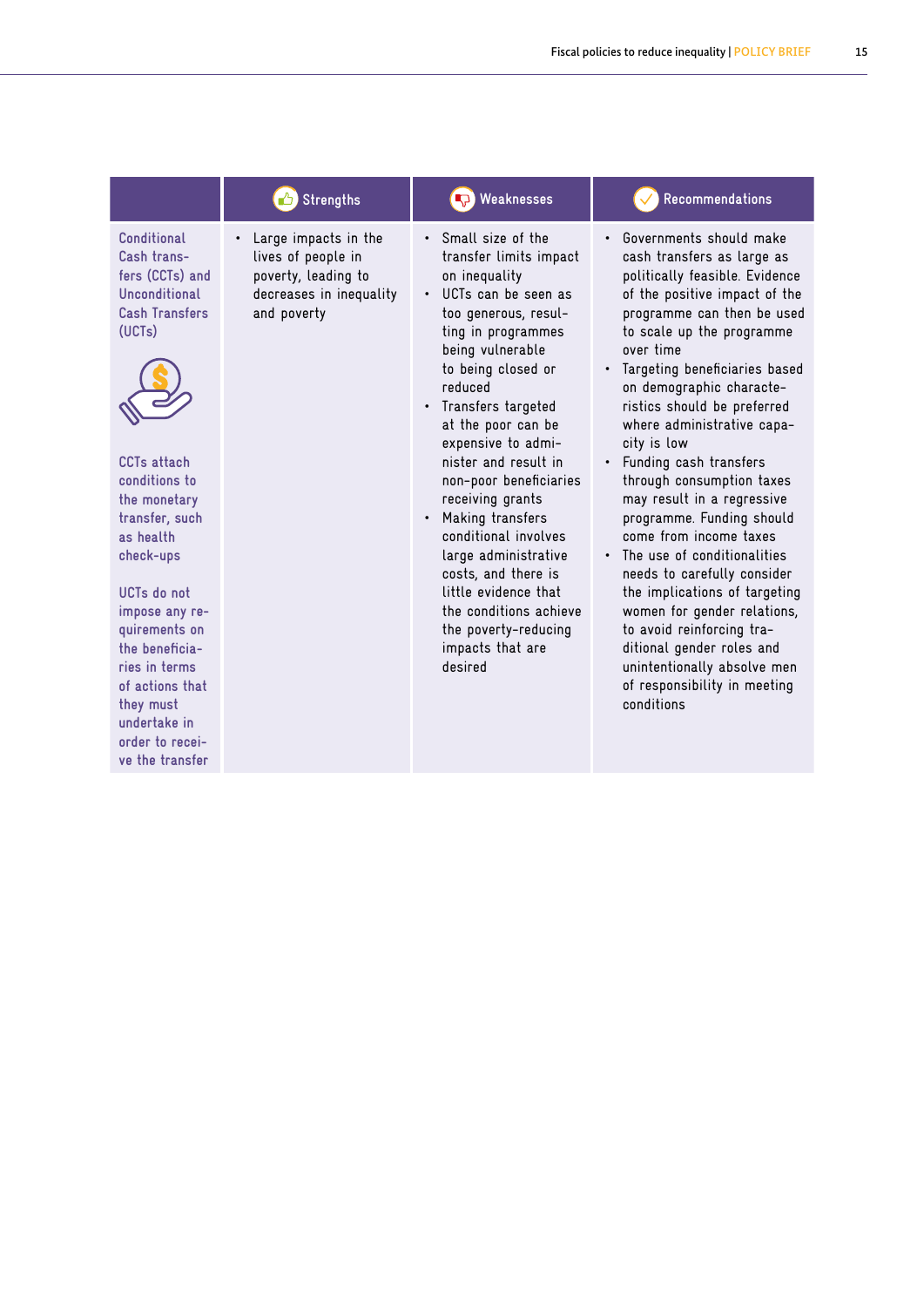| | Strengths | Weaknesses | Recommendations |
|---|---|---|---|
| Conditional Cash Transfers (CCTs) and Unconditional Cash Transfers (UCTs)<br><br>CCTs attach conditions to the monetary transfer, such as health check-ups<br><br>UCTs do not impose any requirements on the beneficiaries in terms of actions that they must undertake in order to receive the transfer | • Large impacts in the lives of people in poverty, leading to decreases in inequality and poverty | • Small size of the transfer limits impact on inequality<br>• UCTs can be seen as too generous, resulting in programmes being vulnerable to being closed or reduced<br>• Transfers targeted at the poor can be expensive to administer and result in non-poor beneficiaries receiving grants<br>• Making transfers conditional involves large administrative costs, and there is little evidence that the conditions achieve the poverty-reducing impacts that are desired | • Governments should make cash transfers as large as politically feasible. Evidence of the positive impact of the programme can then be used to scale up the programme over time<br>• Targeting beneficiaries based on demographic characteristics should be preferred where administrative capacity is low<br>• Funding cash transfers through consumption taxes may result in a regressive programme. Funding should come from income taxes<br>• The use of conditionalities needs to carefully consider the implications of targeting women for gender relations, to avoid reinforcing traditional gender roles and unintentionally absolve men of responsibility in meeting conditions |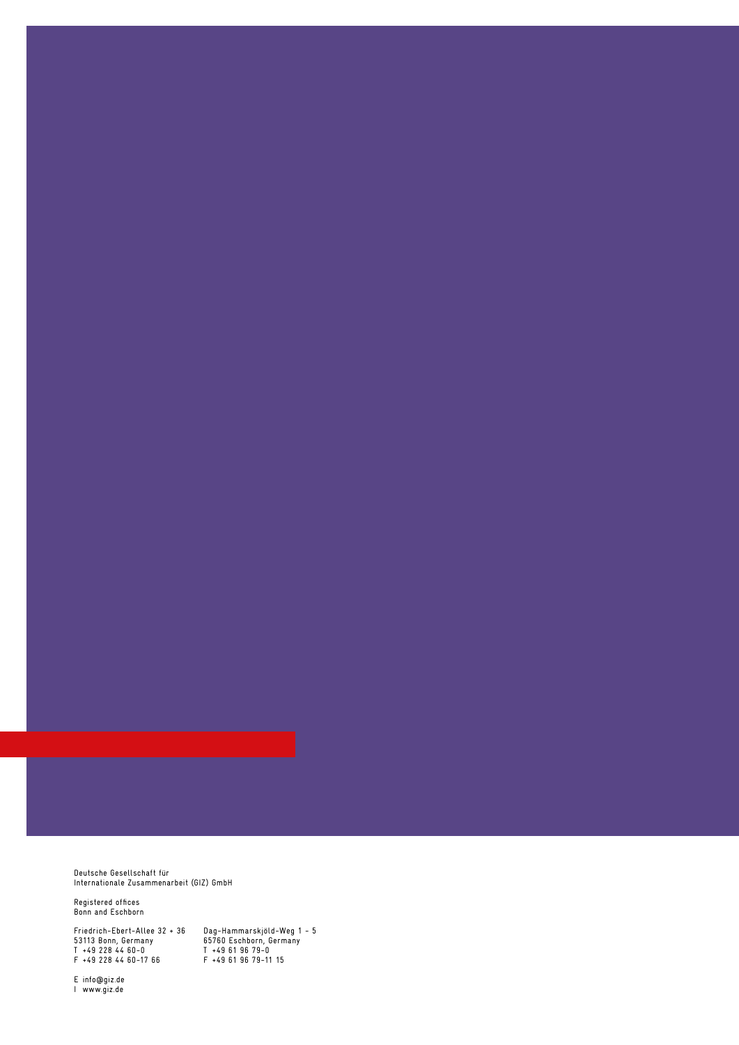Deutsche Gesellschaft für
Internationale Zusammenarbeit (GIZ) GmbH

Registered offices
Bonn and Eschborn

Friedrich-Ebert-Allee 32 + 36
53113 Bonn, Germany
T +49 228 44 60-0
F +49 228 44 60-17 66

Dag-Hammarskjöld-Weg 1 - 5
65760 Eschborn, Germany
T +49 61 96 79-0
F +49 61 96 79-11 15

E info@giz.de
I www.giz.de